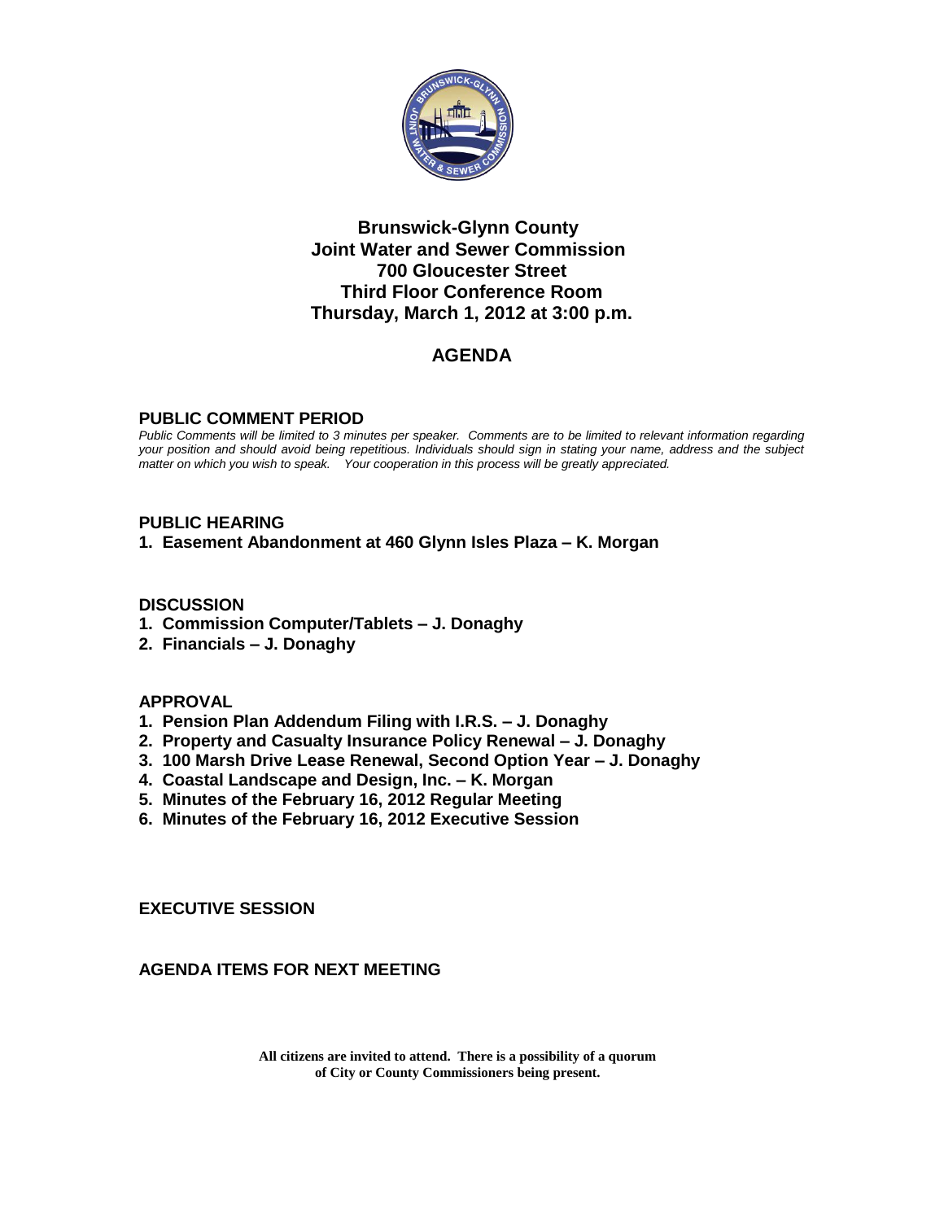# Brunswick-Glynn County
# Joint Water and Sewer Commission
## 700 Gloucester Street
## Third Floor Conference Room
## Thursday, March 1, 2012 at 3:00 p.m.

## AGENDA

### PUBLIC COMMENT PERIOD

*Public Comments will be limited to 3 minutes per speaker. Comments are to be limited to relevant information regarding your position and should avoid being repetitious. Individuals should sign in stating your name, address and the subject matter on which you wish to speak. Your cooperation in this process will be greatly appreciated.*

### PUBLIC HEARING

1. **Easement Abandonment at 460 Glynn Isles Plaza – K. Morgan**

### DISCUSSION

1. **Commission Computer/Tablets – J. Donaghy**
2. **Financials – J. Donaghy**

### APPROVAL

1. **Pension Plan Addendum Filing with I.R.S. – J. Donaghy**
2. **Property and Casualty Insurance Policy Renewal – J. Donaghy**
3. **100 Marsh Drive Lease Renewal, Second Option Year – J. Donaghy**
4. **Coastal Landscape and Design, Inc. – K. Morgan**
5. **Minutes of the February 16, 2012 Regular Meeting**
6. **Minutes of the February 16, 2012 Executive Session**

### EXECUTIVE SESSION

### AGENDA ITEMS FOR NEXT MEETING

**All citizens are invited to attend. There is a possibility of a quorum of City or County Commissioners being present.**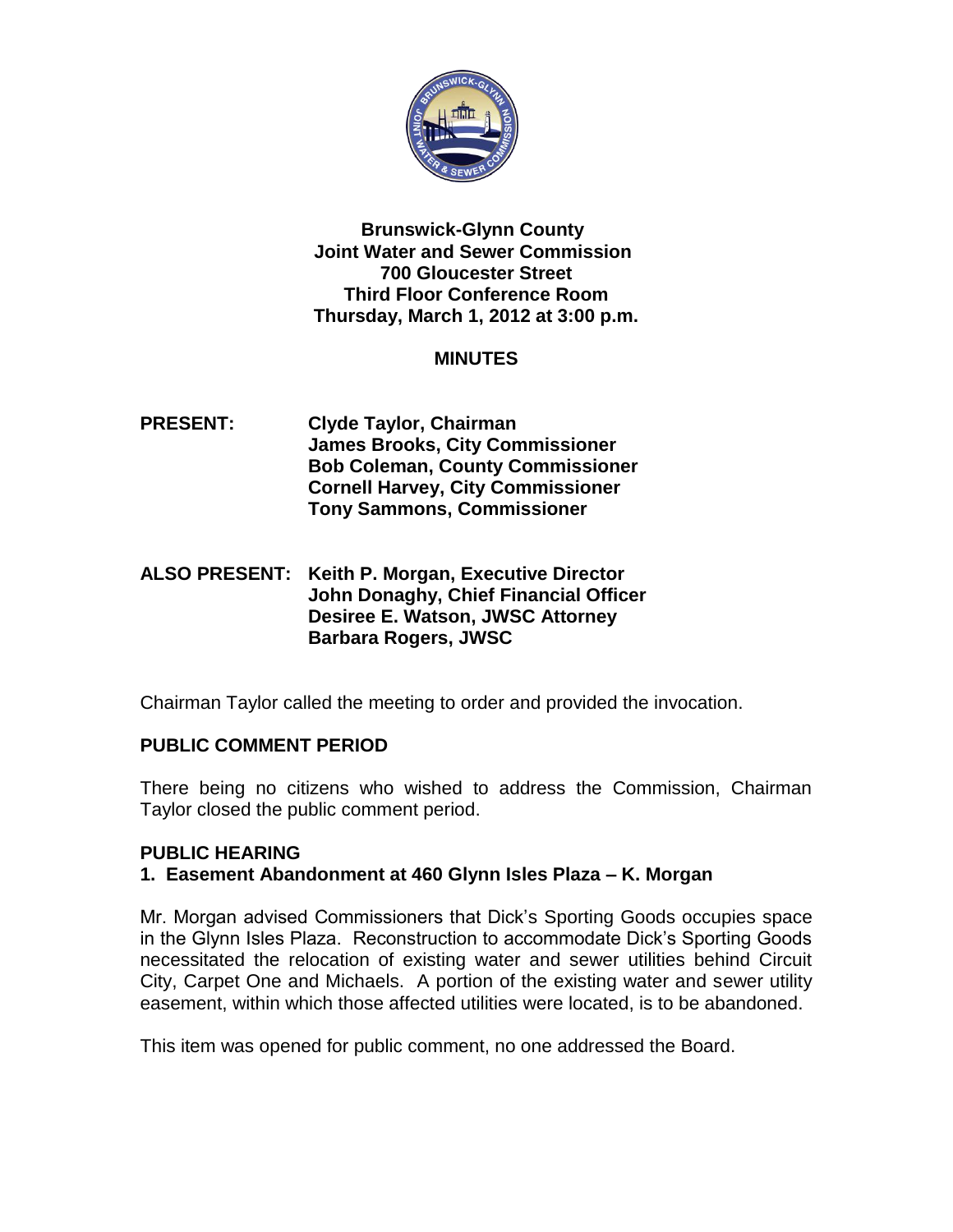**Brunswick-Glynn County**
**Joint Water and Sewer Commission**
**700 Gloucester Street**
**Third Floor Conference Room**
**Thursday, March 1, 2012 at 3:00 p.m.**

**MINUTES**

**PRESENT:** **Clyde Taylor, Chairman**
**James Brooks, City Commissioner**
**Bob Coleman, County Commissioner**
**Cornell Harvey, City Commissioner**
**Tony Sammons, Commissioner**

**ALSO PRESENT:** **Keith P. Morgan, Executive Director**
**John Donaghy, Chief Financial Officer**
**Desiree E. Watson, JWSC Attorney**
**Barbara Rogers, JWSC**

Chairman Taylor called the meeting to order and provided the invocation.

## PUBLIC COMMENT PERIOD

There being no citizens who wished to address the Commission, Chairman Taylor closed the public comment period.

## PUBLIC HEARING

### 1. Easement Abandonment at 460 Glynn Isles Plaza – K. Morgan

Mr. Morgan advised Commissioners that Dick's Sporting Goods occupies space in the Glynn Isles Plaza. Reconstruction to accommodate Dick's Sporting Goods necessitated the relocation of existing water and sewer utilities behind Circuit City, Carpet One and Michaels. A portion of the existing water and sewer utility easement, within which those affected utilities were located, is to be abandoned.

This item was opened for public comment, no one addressed the Board.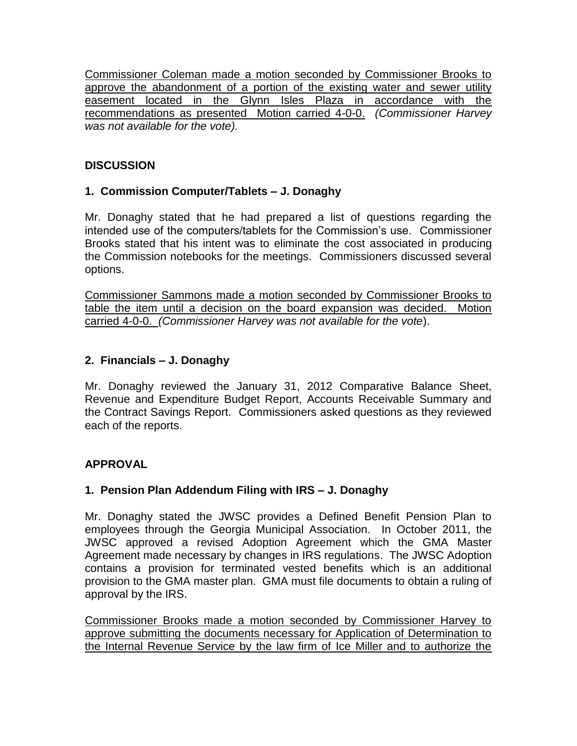Commissioner Coleman made a motion seconded by Commissioner Brooks to approve the abandonment of a portion of the existing water and sewer utility easement located in the Glynn Isles Plaza in accordance with the recommendations as presented Motion carried 4-0-0. *(Commissioner Harvey was not available for the vote).*

**DISCUSSION**

**1. Commission Computer/Tablets – J. Donaghy**

Mr. Donaghy stated that he had prepared a list of questions regarding the intended use of the computers/tablets for the Commission's use. Commissioner Brooks stated that his intent was to eliminate the cost associated in producing the Commission notebooks for the meetings. Commissioners discussed several options.

Commissioner Sammons made a motion seconded by Commissioner Brooks to table the item until a decision on the board expansion was decided. Motion carried 4-0-0. *(Commissioner Harvey was not available for the vote).*

**2. Financials – J. Donaghy**

Mr. Donaghy reviewed the January 31, 2012 Comparative Balance Sheet, Revenue and Expenditure Budget Report, Accounts Receivable Summary and the Contract Savings Report. Commissioners asked questions as they reviewed each of the reports.

**APPROVAL**

**1. Pension Plan Addendum Filing with IRS – J. Donaghy**

Mr. Donaghy stated the JWSC provides a Defined Benefit Pension Plan to employees through the Georgia Municipal Association. In October 2011, the JWSC approved a revised Adoption Agreement which the GMA Master Agreement made necessary by changes in IRS regulations. The JWSC Adoption contains a provision for terminated vested benefits which is an additional provision to the GMA master plan. GMA must file documents to obtain a ruling of approval by the IRS.

Commissioner Brooks made a motion seconded by Commissioner Harvey to approve submitting the documents necessary for Application of Determination to the Internal Revenue Service by the law firm of Ice Miller and to authorize the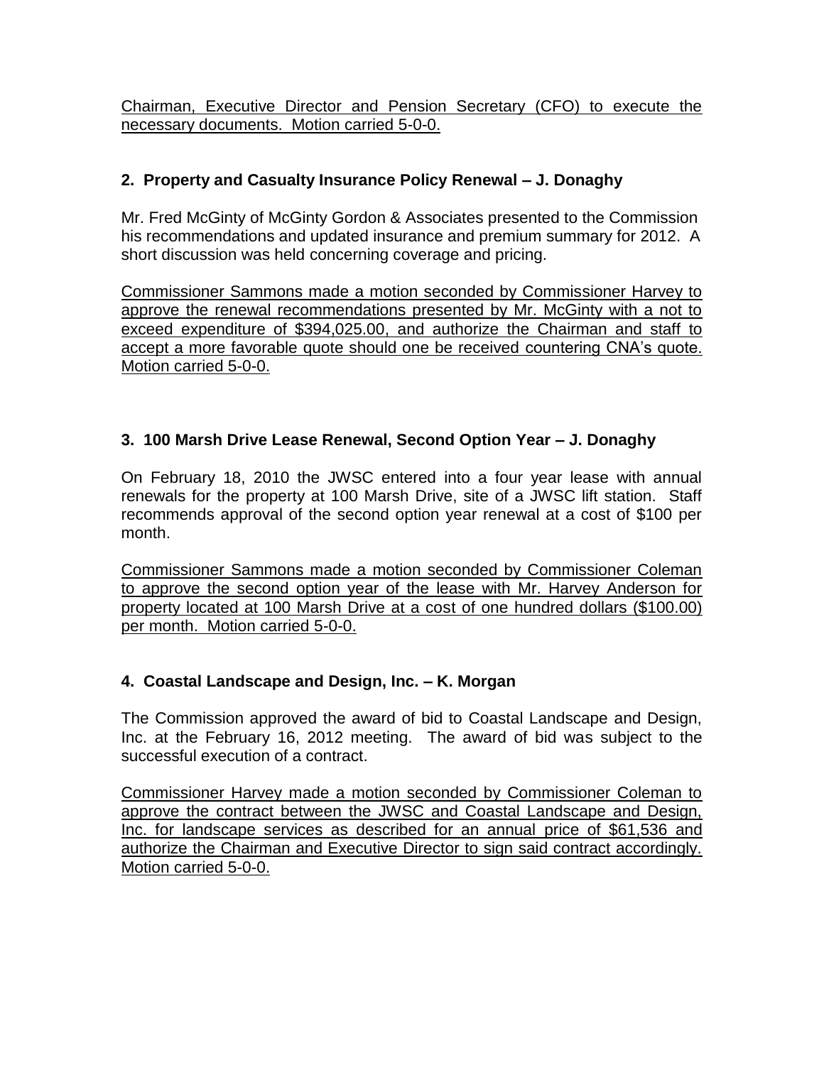Chairman, Executive Director and Pension Secretary (CFO) to execute the necessary documents. Motion carried 5-0-0.

**2. Property and Casualty Insurance Policy Renewal – J. Donaghy**

Mr. Fred McGinty of McGinty Gordon & Associates presented to the Commission his recommendations and updated insurance and premium summary for 2012. A short discussion was held concerning coverage and pricing.

Commissioner Sammons made a motion seconded by Commissioner Harvey to approve the renewal recommendations presented by Mr. McGinty with a not to exceed expenditure of $394,025.00, and authorize the Chairman and staff to accept a more favorable quote should one be received countering CNA's quote. Motion carried 5-0-0.

**3. 100 Marsh Drive Lease Renewal, Second Option Year – J. Donaghy**

On February 18, 2010 the JWSC entered into a four year lease with annual renewals for the property at 100 Marsh Drive, site of a JWSC lift station. Staff recommends approval of the second option year renewal at a cost of $100 per month.

Commissioner Sammons made a motion seconded by Commissioner Coleman to approve the second option year of the lease with Mr. Harvey Anderson for property located at 100 Marsh Drive at a cost of one hundred dollars ($100.00) per month. Motion carried 5-0-0.

**4. Coastal Landscape and Design, Inc. – K. Morgan**

The Commission approved the award of bid to Coastal Landscape and Design, Inc. at the February 16, 2012 meeting. The award of bid was subject to the successful execution of a contract.

Commissioner Harvey made a motion seconded by Commissioner Coleman to approve the contract between the JWSC and Coastal Landscape and Design, Inc. for landscape services as described for an annual price of $61,536 and authorize the Chairman and Executive Director to sign said contract accordingly. Motion carried 5-0-0.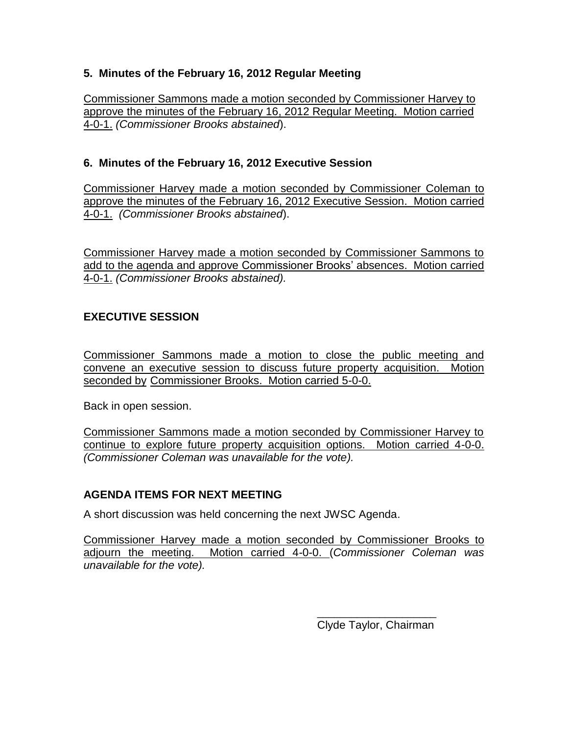**5. Minutes of the February 16, 2012 Regular Meeting**

Commissioner Sammons made a motion seconded by Commissioner Harvey to approve the minutes of the February 16, 2012 Regular Meeting. Motion carried 4-0-1. *(Commissioner Brooks abstained*).

**6. Minutes of the February 16, 2012 Executive Session**

Commissioner Harvey made a motion seconded by Commissioner Coleman to approve the minutes of the February 16, 2012 Executive Session. Motion carried 4-0-1. *(Commissioner Brooks abstained*).

Commissioner Harvey made a motion seconded by Commissioner Sammons to add to the agenda and approve Commissioner Brooks' absences. Motion carried 4-0-1. *(Commissioner Brooks abstained).*

**EXECUTIVE SESSION**

Commissioner Sammons made a motion to close the public meeting and convene an executive session to discuss future property acquisition. Motion seconded by Commissioner Brooks. Motion carried 5-0-0.

Back in open session.

Commissioner Sammons made a motion seconded by Commissioner Harvey to continue to explore future property acquisition options. Motion carried 4-0-0. *(Commissioner Coleman was unavailable for the vote).*

**AGENDA ITEMS FOR NEXT MEETING**

A short discussion was held concerning the next JWSC Agenda.

Commissioner Harvey made a motion seconded by Commissioner Brooks to adjourn the meeting. Motion carried 4-0-0. (*Commissioner Coleman was unavailable for the vote).*

\_\_\_\_\_\_\_\_\_\_\_\_\_\_\_\_\_\_\_\_
Clyde Taylor, Chairman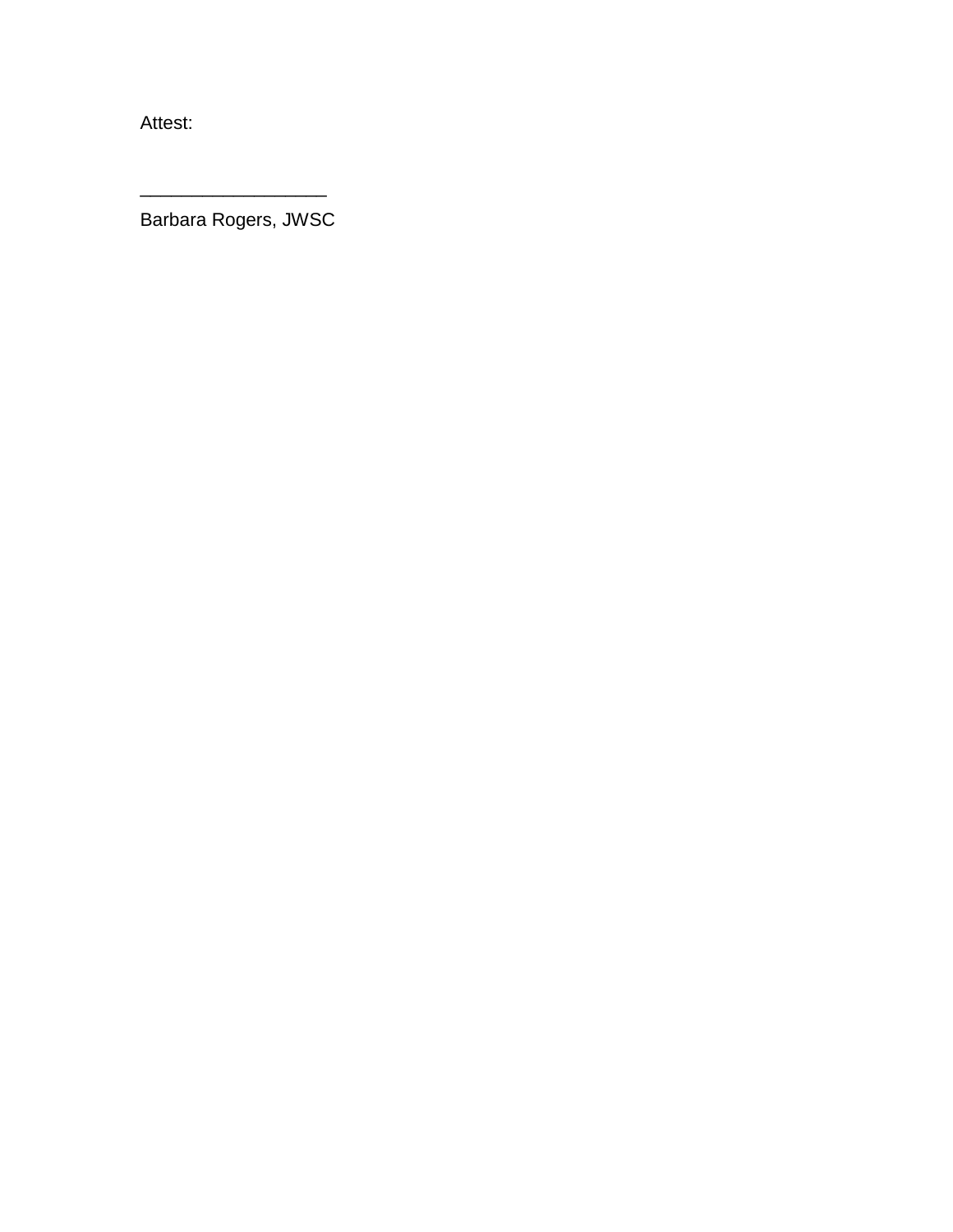Attest:

\_\_\_\_\_\_\_\_\_\_\_\_\_\_\_\_\_\_

Barbara Rogers, JWSC

Attest:

__________________

Barbara Rogers, JWSC